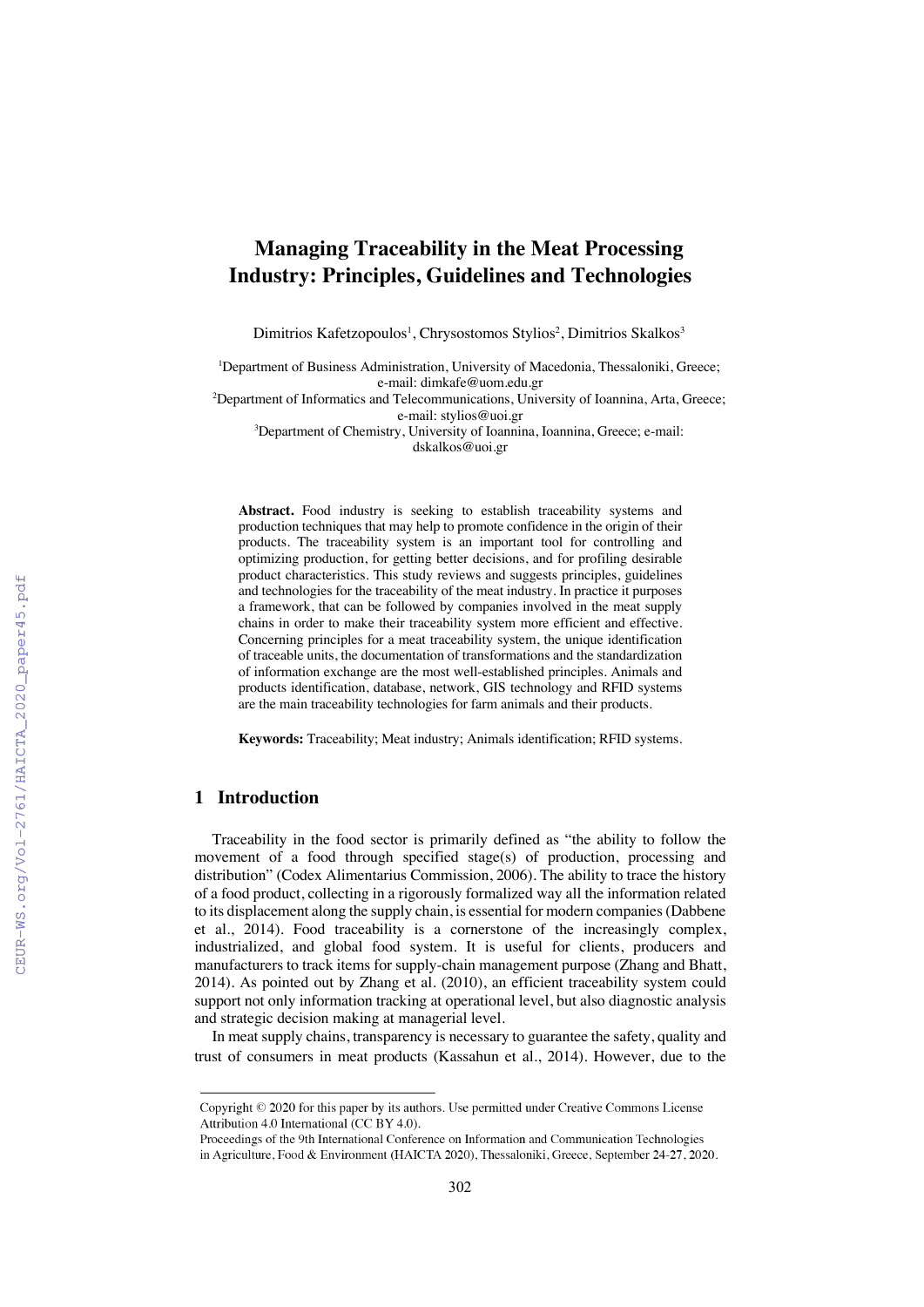# Managing Traceability in the Meat Processing Industry: Principles, Guidelines and Technologies

Dimitrios Kafetzopoulos[1], Chrysostomos Stylios[2], Dimitrios Skalkos[3]

[1]Department of Business Administration, University of Macedonia, Thessaloniki, Greece; e-mail: dimkafe@uom.edu.gr

[2]Department of Informatics and Telecommunications, University of Ioannina, Arta, Greece; e-mail: stylios@uoi.gr

[3]Department of Chemistry, University of Ioannina, Ioannina, Greece; e-mail: dskalkos@uoi.gr

**Abstract.** Food industry is seeking to establish traceability systems and production techniques that may help to promote confidence in the origin of their products. The traceability system is an important tool for controlling and optimizing production, for getting better decisions, and for profiling desirable product characteristics. This study reviews and suggests principles, guidelines and technologies for the traceability of the meat industry. In practice it purposes a framework, that can be followed by companies involved in the meat supply chains in order to make their traceability system more efficient and effective. Concerning principles for a meat traceability system, the unique identification of traceable units, the documentation of transformations and the standardization of information exchange are the most well-established principles. Animals and products identification, database, network, GIS technology and RFID systems are the main traceability technologies for farm animals and their products.

**Keywords:** Traceability; Meat industry; Animals identification; RFID systems.

## 1 Introduction

Traceability in the food sector is primarily defined as "the ability to follow the movement of a food through specified stage(s) of production, processing and distribution" (Codex Alimentarius Commission, 2006). The ability to trace the history of a food product, collecting in a rigorously formalized way all the information related to its displacement along the supply chain, is essential for modern companies (Dabbene et al., 2014). Food traceability is a cornerstone of the increasingly complex, industrialized, and global food system. It is useful for clients, producers and manufacturers to track items for supply-chain management purpose (Zhang and Bhatt, 2014). As pointed out by Zhang et al. (2010), an efficient traceability system could support not only information tracking at operational level, but also diagnostic analysis and strategic decision making at managerial level.

In meat supply chains, transparency is necessary to guarantee the safety, quality and trust of consumers in meat products (Kassahun et al., 2014). However, due to the

Copyright © 2020 for this paper by its authors. Use permitted under Creative Commons License Attribution 4.0 International (CC BY 4.0).

Proceedings of the 9th International Conference on Information and Communication Technologies in Agriculture, Food & Environment (HAICTA 2020), Thessaloniki, Greece, September 24-27, 2020.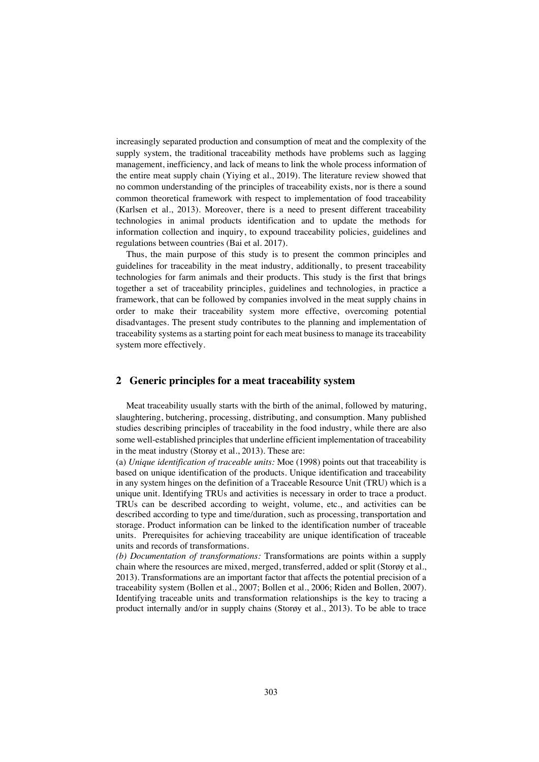increasingly separated production and consumption of meat and the complexity of the supply system, the traditional traceability methods have problems such as lagging management, inefficiency, and lack of means to link the whole process information of the entire meat supply chain (Yiying et al., 2019). The literature review showed that no common understanding of the principles of traceability exists, nor is there a sound common theoretical framework with respect to implementation of food traceability (Karlsen et al., 2013). Moreover, there is a need to present different traceability technologies in animal products identification and to update the methods for information collection and inquiry, to expound traceability policies, guidelines and regulations between countries (Bai et al. 2017).

Thus, the main purpose of this study is to present the common principles and guidelines for traceability in the meat industry, additionally, to present traceability technologies for farm animals and their products. This study is the first that brings together a set of traceability principles, guidelines and technologies, in practice a framework, that can be followed by companies involved in the meat supply chains in order to make their traceability system more effective, overcoming potential disadvantages. The present study contributes to the planning and implementation of traceability systems as a starting point for each meat business to manage its traceability system more effectively.

## 2 Generic principles for a meat traceability system

Meat traceability usually starts with the birth of the animal, followed by maturing, slaughtering, butchering, processing, distributing, and consumption. Many published studies describing principles of traceability in the food industry, while there are also some well-established principles that underline efficient implementation of traceability in the meat industry (Storøy et al., 2013). These are:

(a) *Unique identification of traceable units:* Moe (1998) points out that traceability is based on unique identification of the products. Unique identification and traceability in any system hinges on the definition of a Traceable Resource Unit (TRU) which is a unique unit. Identifying TRUs and activities is necessary in order to trace a product. TRUs can be described according to weight, volume, etc., and activities can be described according to type and time/duration, such as processing, transportation and storage. Product information can be linked to the identification number of traceable units. Prerequisites for achieving traceability are unique identification of traceable units and records of transformations.

*(b) Documentation of transformations:* Transformations are points within a supply chain where the resources are mixed, merged, transferred, added or split (Storøy et al., 2013). Transformations are an important factor that affects the potential precision of a traceability system (Bollen et al., 2007; Bollen et al., 2006; Riden and Bollen, 2007). Identifying traceable units and transformation relationships is the key to tracing a product internally and/or in supply chains (Storøy et al., 2013). To be able to trace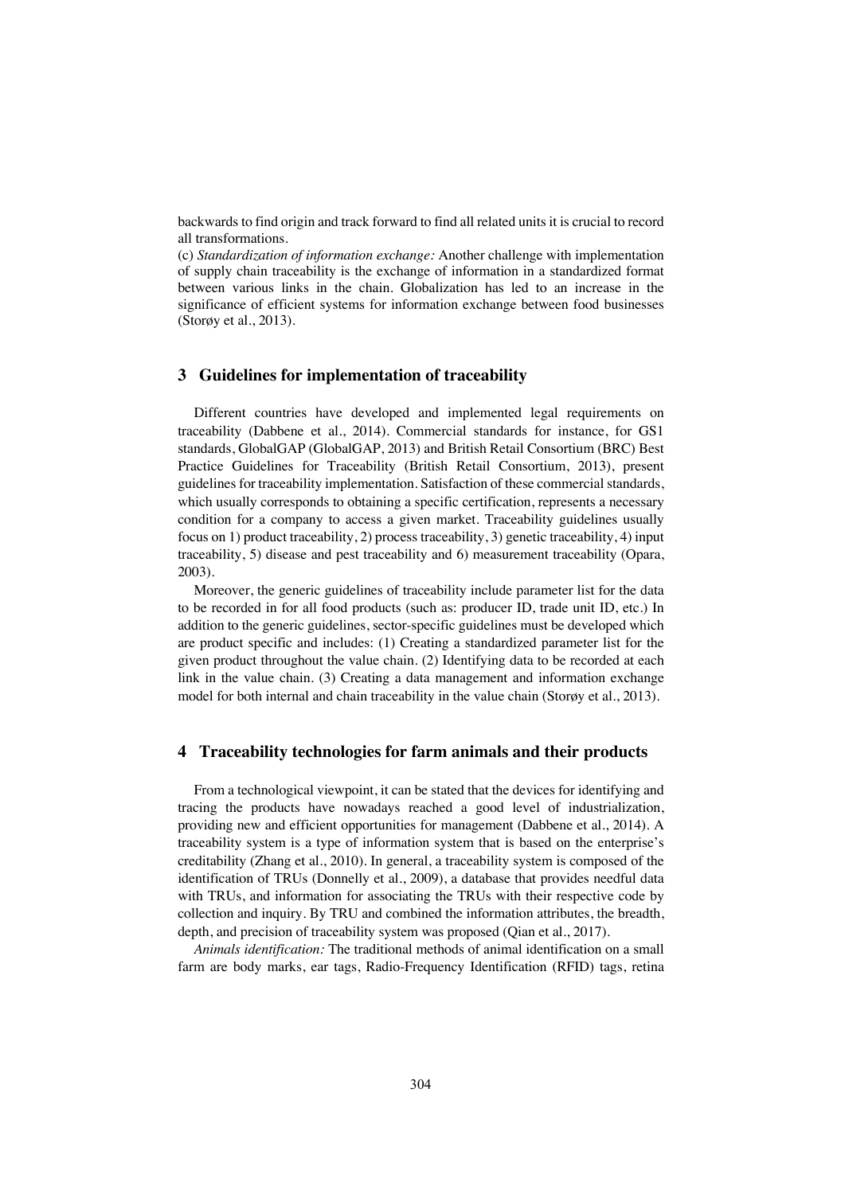backwards to find origin and track forward to find all related units it is crucial to record all transformations.

(c) *Standardization of information exchange:* Another challenge with implementation of supply chain traceability is the exchange of information in a standardized format between various links in the chain. Globalization has led to an increase in the significance of efficient systems for information exchange between food businesses (Storøy et al., 2013).

## 3 Guidelines for implementation of traceability

Different countries have developed and implemented legal requirements on traceability (Dabbene et al., 2014). Commercial standards for instance, for GS1 standards, GlobalGAP (GlobalGAP, 2013) and British Retail Consortium (BRC) Best Practice Guidelines for Traceability (British Retail Consortium, 2013), present guidelines for traceability implementation. Satisfaction of these commercial standards, which usually corresponds to obtaining a specific certification, represents a necessary condition for a company to access a given market. Traceability guidelines usually focus on 1) product traceability, 2) process traceability, 3) genetic traceability, 4) input traceability, 5) disease and pest traceability and 6) measurement traceability (Opara, 2003).

Moreover, the generic guidelines of traceability include parameter list for the data to be recorded in for all food products (such as: producer ID, trade unit ID, etc.) In addition to the generic guidelines, sector-specific guidelines must be developed which are product specific and includes: (1) Creating a standardized parameter list for the given product throughout the value chain. (2) Identifying data to be recorded at each link in the value chain. (3) Creating a data management and information exchange model for both internal and chain traceability in the value chain (Storøy et al., 2013).

## 4 Traceability technologies for farm animals and their products

From a technological viewpoint, it can be stated that the devices for identifying and tracing the products have nowadays reached a good level of industrialization, providing new and efficient opportunities for management (Dabbene et al., 2014). A traceability system is a type of information system that is based on the enterprise's creditability (Zhang et al., 2010). In general, a traceability system is composed of the identification of TRUs (Donnelly et al., 2009), a database that provides needful data with TRUs, and information for associating the TRUs with their respective code by collection and inquiry. By TRU and combined the information attributes, the breadth, depth, and precision of traceability system was proposed (Qian et al., 2017).

*Animals identification:* The traditional methods of animal identification on a small farm are body marks, ear tags, Radio-Frequency Identification (RFID) tags, retina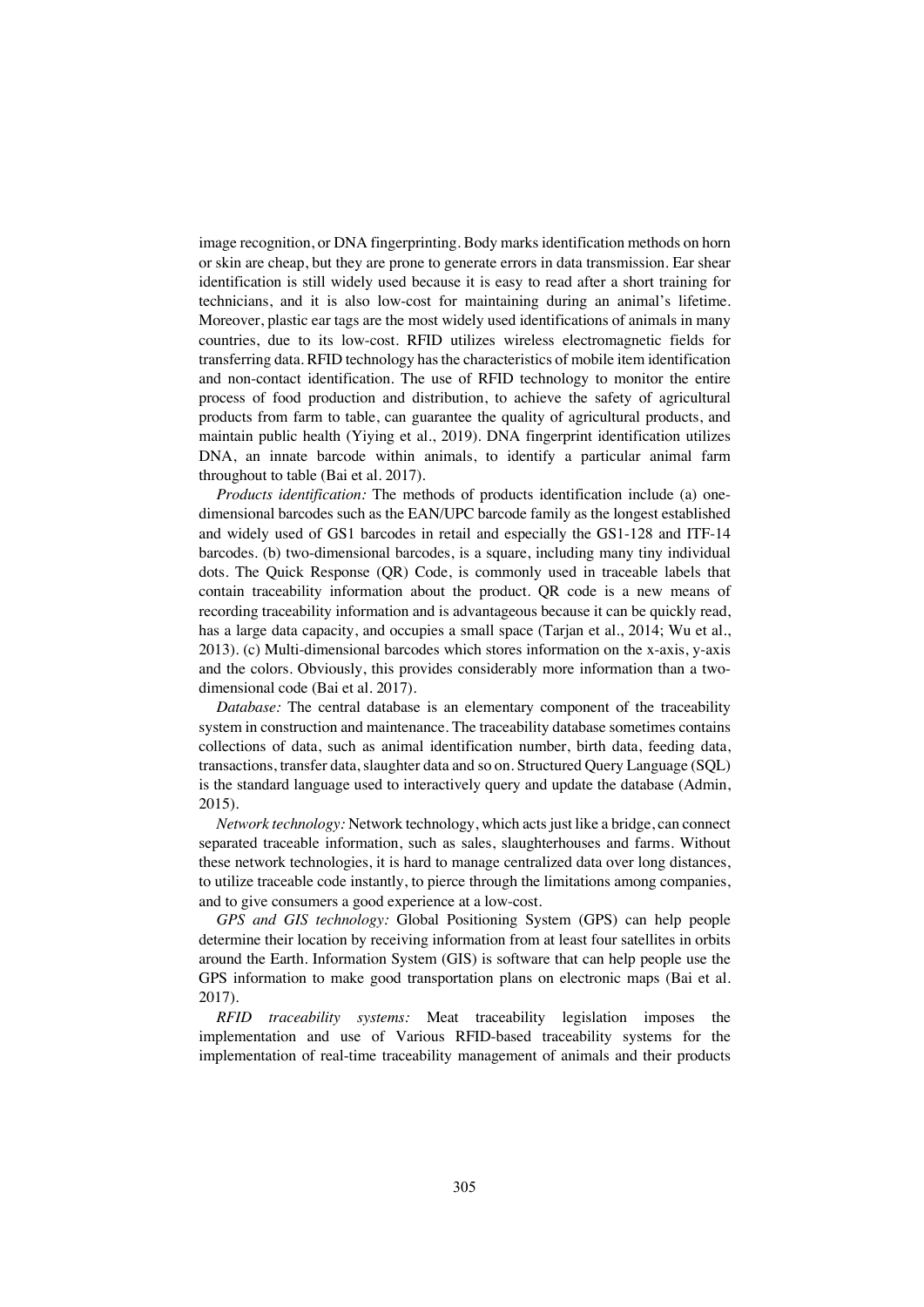image recognition, or DNA fingerprinting. Body marks identification methods on horn or skin are cheap, but they are prone to generate errors in data transmission. Ear shear identification is still widely used because it is easy to read after a short training for technicians, and it is also low-cost for maintaining during an animal's lifetime. Moreover, plastic ear tags are the most widely used identifications of animals in many countries, due to its low-cost. RFID utilizes wireless electromagnetic fields for transferring data. RFID technology has the characteristics of mobile item identification and non-contact identification. The use of RFID technology to monitor the entire process of food production and distribution, to achieve the safety of agricultural products from farm to table, can guarantee the quality of agricultural products, and maintain public health (Yiying et al., 2019). DNA fingerprint identification utilizes DNA, an innate barcode within animals, to identify a particular animal farm throughout to table (Bai et al. 2017).

*Products identification:* The methods of products identification include (a) one-dimensional barcodes such as the EAN/UPC barcode family as the longest established and widely used of GS1 barcodes in retail and especially the GS1-128 and ITF-14 barcodes. (b) two-dimensional barcodes, is a square, including many tiny individual dots. The Quick Response (QR) Code, is commonly used in traceable labels that contain traceability information about the product. QR code is a new means of recording traceability information and is advantageous because it can be quickly read, has a large data capacity, and occupies a small space (Tarjan et al., 2014; Wu et al., 2013). (c) Multi-dimensional barcodes which stores information on the x-axis, y-axis and the colors. Obviously, this provides considerably more information than a two-dimensional code (Bai et al. 2017).

*Database:* The central database is an elementary component of the traceability system in construction and maintenance. The traceability database sometimes contains collections of data, such as animal identification number, birth data, feeding data, transactions, transfer data, slaughter data and so on. Structured Query Language (SQL) is the standard language used to interactively query and update the database (Admin, 2015).

*Network technology:* Network technology, which acts just like a bridge, can connect separated traceable information, such as sales, slaughterhouses and farms. Without these network technologies, it is hard to manage centralized data over long distances, to utilize traceable code instantly, to pierce through the limitations among companies, and to give consumers a good experience at a low-cost.

*GPS and GIS technology:* Global Positioning System (GPS) can help people determine their location by receiving information from at least four satellites in orbits around the Earth. Information System (GIS) is software that can help people use the GPS information to make good transportation plans on electronic maps (Bai et al. 2017).

*RFID traceability systems:* Meat traceability legislation imposes the implementation and use of Various RFID-based traceability systems for the implementation of real-time traceability management of animals and their products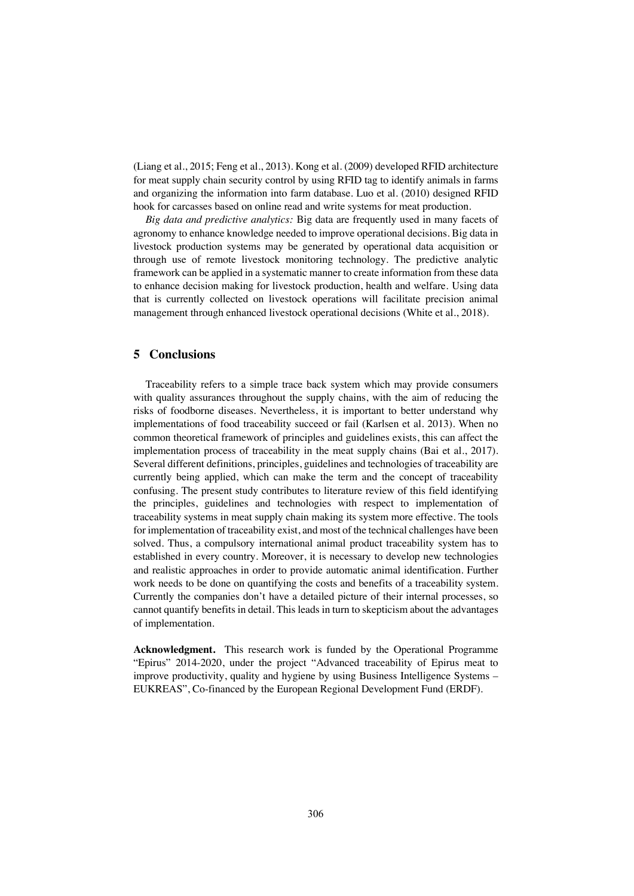(Liang et al., 2015; Feng et al., 2013). Kong et al. (2009) developed RFID architecture for meat supply chain security control by using RFID tag to identify animals in farms and organizing the information into farm database. Luo et al. (2010) designed RFID hook for carcasses based on online read and write systems for meat production.

*Big data and predictive analytics:* Big data are frequently used in many facets of agronomy to enhance knowledge needed to improve operational decisions. Big data in livestock production systems may be generated by operational data acquisition or through use of remote livestock monitoring technology. The predictive analytic framework can be applied in a systematic manner to create information from these data to enhance decision making for livestock production, health and welfare. Using data that is currently collected on livestock operations will facilitate precision animal management through enhanced livestock operational decisions (White et al., 2018).

## 5 Conclusions

Traceability refers to a simple trace back system which may provide consumers with quality assurances throughout the supply chains, with the aim of reducing the risks of foodborne diseases. Nevertheless, it is important to better understand why implementations of food traceability succeed or fail (Karlsen et al. 2013). When no common theoretical framework of principles and guidelines exists, this can affect the implementation process of traceability in the meat supply chains (Bai et al., 2017). Several different definitions, principles, guidelines and technologies of traceability are currently being applied, which can make the term and the concept of traceability confusing. The present study contributes to literature review of this field identifying the principles, guidelines and technologies with respect to implementation of traceability systems in meat supply chain making its system more effective. The tools for implementation of traceability exist, and most of the technical challenges have been solved. Thus, a compulsory international animal product traceability system has to established in every country. Moreover, it is necessary to develop new technologies and realistic approaches in order to provide automatic animal identification. Further work needs to be done on quantifying the costs and benefits of a traceability system. Currently the companies don't have a detailed picture of their internal processes, so cannot quantify benefits in detail. This leads in turn to skepticism about the advantages of implementation.

**Acknowledgment.** This research work is funded by the Operational Programme "Epirus" 2014-2020, under the project "Advanced traceability of Epirus meat to improve productivity, quality and hygiene by using Business Intelligence Systems – EUKREAS", Co-financed by the European Regional Development Fund (ERDF).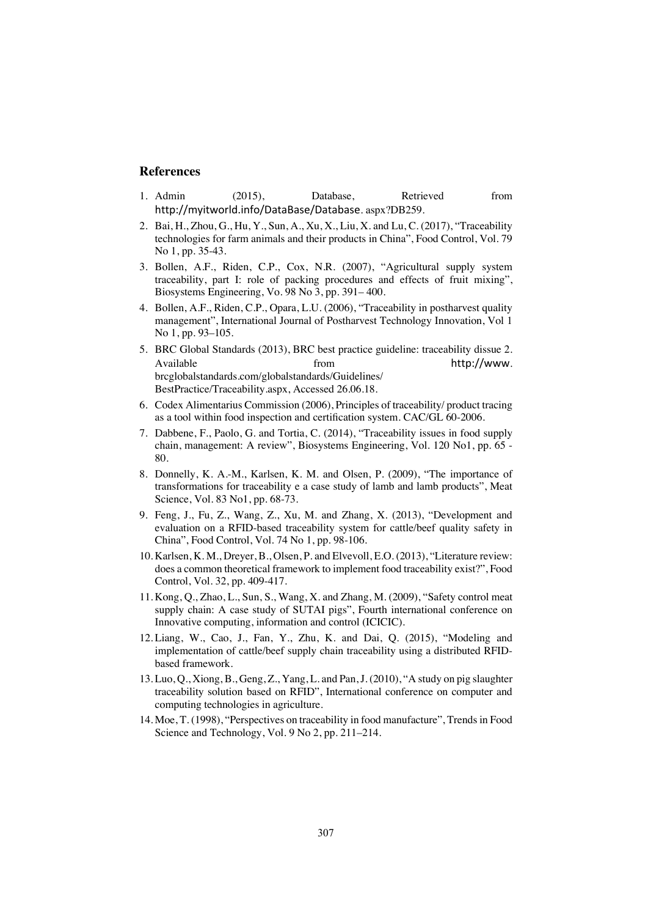## References

1. Admin (2015), Database, Retrieved from http://myitworld.info/DataBase/Database. aspx?DB259.
2. Bai, H., Zhou, G., Hu, Y., Sun, A., Xu, X., Liu, X. and Lu, C. (2017), "Traceability technologies for farm animals and their products in China", Food Control, Vol. 79 No 1, pp. 35-43.
3. Bollen, A.F., Riden, C.P., Cox, N.R. (2007), "Agricultural supply system traceability, part I: role of packing procedures and effects of fruit mixing", Biosystems Engineering, Vo. 98 No 3, pp. 391– 400.
4. Bollen, A.F., Riden, C.P., Opara, L.U. (2006), "Traceability in postharvest quality management", International Journal of Postharvest Technology Innovation, Vol 1 No 1, pp. 93–105.
5. BRC Global Standards (2013), BRC best practice guideline: traceability dissue 2. Available from http://www. brcglobalstandards.com/globalstandards/Guidelines/ BestPractice/Traceability.aspx, Accessed 26.06.18.
6. Codex Alimentarius Commission (2006), Principles of traceability/ product tracing as a tool within food inspection and certification system. CAC/GL 60-2006.
7. Dabbene, F., Paolo, G. and Tortia, C. (2014), "Traceability issues in food supply chain, management: A review", Biosystems Engineering, Vol. 120 No1, pp. 65 - 80.
8. Donnelly, K. A.-M., Karlsen, K. M. and Olsen, P. (2009), "The importance of transformations for traceability e a case study of lamb and lamb products", Meat Science, Vol. 83 No1, pp. 68-73.
9. Feng, J., Fu, Z., Wang, Z., Xu, M. and Zhang, X. (2013), "Development and evaluation on a RFID-based traceability system for cattle/beef quality safety in China", Food Control, Vol. 74 No 1, pp. 98-106.
10. Karlsen, K. M., Dreyer, B., Olsen, P. and Elvevoll, E.O. (2013), "Literature review: does a common theoretical framework to implement food traceability exist?", Food Control, Vol. 32, pp. 409-417.
11. Kong, Q., Zhao, L., Sun, S., Wang, X. and Zhang, M. (2009), "Safety control meat supply chain: A case study of SUTAI pigs", Fourth international conference on Innovative computing, information and control (ICICIC).
12. Liang, W., Cao, J., Fan, Y., Zhu, K. and Dai, Q. (2015), "Modeling and implementation of cattle/beef supply chain traceability using a distributed RFID-based framework.
13. Luo, Q., Xiong, B., Geng, Z., Yang, L. and Pan, J. (2010), "A study on pig slaughter traceability solution based on RFID", International conference on computer and computing technologies in agriculture.
14. Moe, T. (1998), "Perspectives on traceability in food manufacture", Trends in Food Science and Technology, Vol. 9 No 2, pp. 211–214.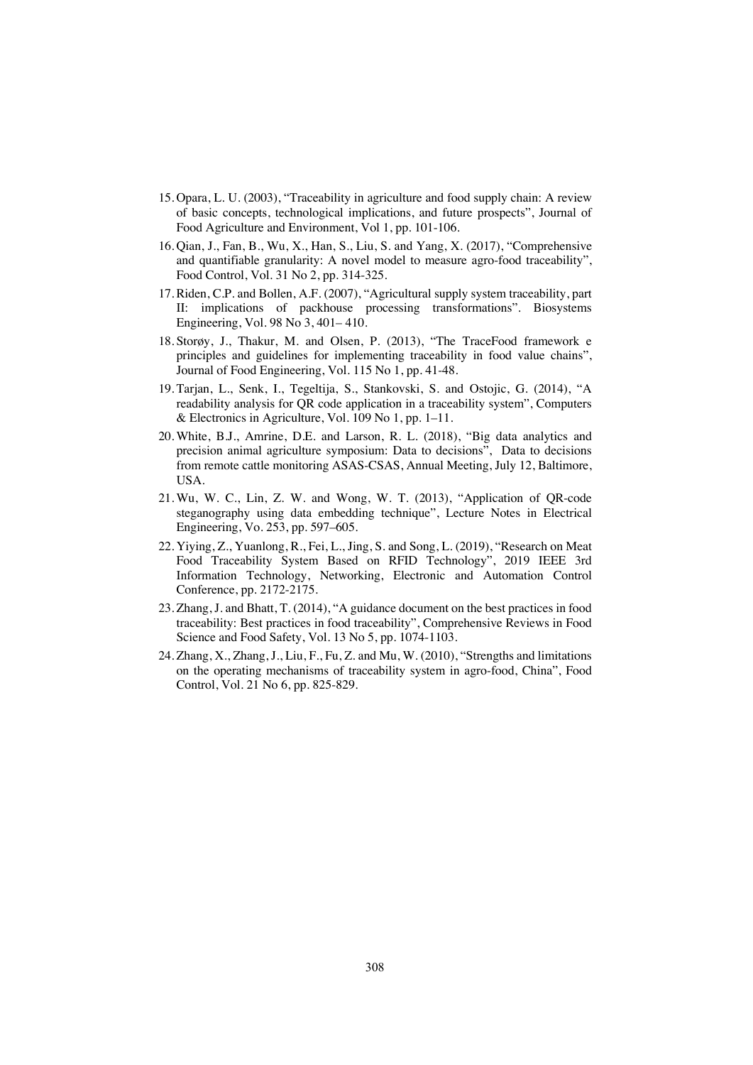15. Opara, L. U. (2003), “Traceability in agriculture and food supply chain: A review of basic concepts, technological implications, and future prospects”, Journal of Food Agriculture and Environment, Vol 1, pp. 101-106.
16. Qian, J., Fan, B., Wu, X., Han, S., Liu, S. and Yang, X. (2017), “Comprehensive and quantifiable granularity: A novel model to measure agro-food traceability”, Food Control, Vol. 31 No 2, pp. 314-325.
17. Riden, C.P. and Bollen, A.F. (2007), “Agricultural supply system traceability, part II: implications of packhouse processing transformations”. Biosystems Engineering, Vol. 98 No 3, 401– 410.
18. Storøy, J., Thakur, M. and Olsen, P. (2013), “The TraceFood framework e principles and guidelines for implementing traceability in food value chains”, Journal of Food Engineering, Vol. 115 No 1, pp. 41-48.
19. Tarjan, L., Senk, I., Tegeltija, S., Stankovski, S. and Ostojic, G. (2014), “A readability analysis for QR code application in a traceability system”, Computers & Electronics in Agriculture, Vol. 109 No 1, pp. 1–11.
20. White, B.J., Amrine, D.E. and Larson, R. L. (2018), “Big data analytics and precision animal agriculture symposium: Data to decisions”, Data to decisions from remote cattle monitoring ASAS-CSAS, Annual Meeting, July 12, Baltimore, USA.
21. Wu, W. C., Lin, Z. W. and Wong, W. T. (2013), “Application of QR-code steganography using data embedding technique”, Lecture Notes in Electrical Engineering, Vo. 253, pp. 597–605.
22. Yiying, Z., Yuanlong, R., Fei, L., Jing, S. and Song, L. (2019), “Research on Meat Food Traceability System Based on RFID Technology”, 2019 IEEE 3rd Information Technology, Networking, Electronic and Automation Control Conference, pp. 2172-2175.
23. Zhang, J. and Bhatt, T. (2014), “A guidance document on the best practices in food traceability: Best practices in food traceability”, Comprehensive Reviews in Food Science and Food Safety, Vol. 13 No 5, pp. 1074-1103.
24. Zhang, X., Zhang, J., Liu, F., Fu, Z. and Mu, W. (2010), “Strengths and limitations on the operating mechanisms of traceability system in agro-food, China”, Food Control, Vol. 21 No 6, pp. 825-829.